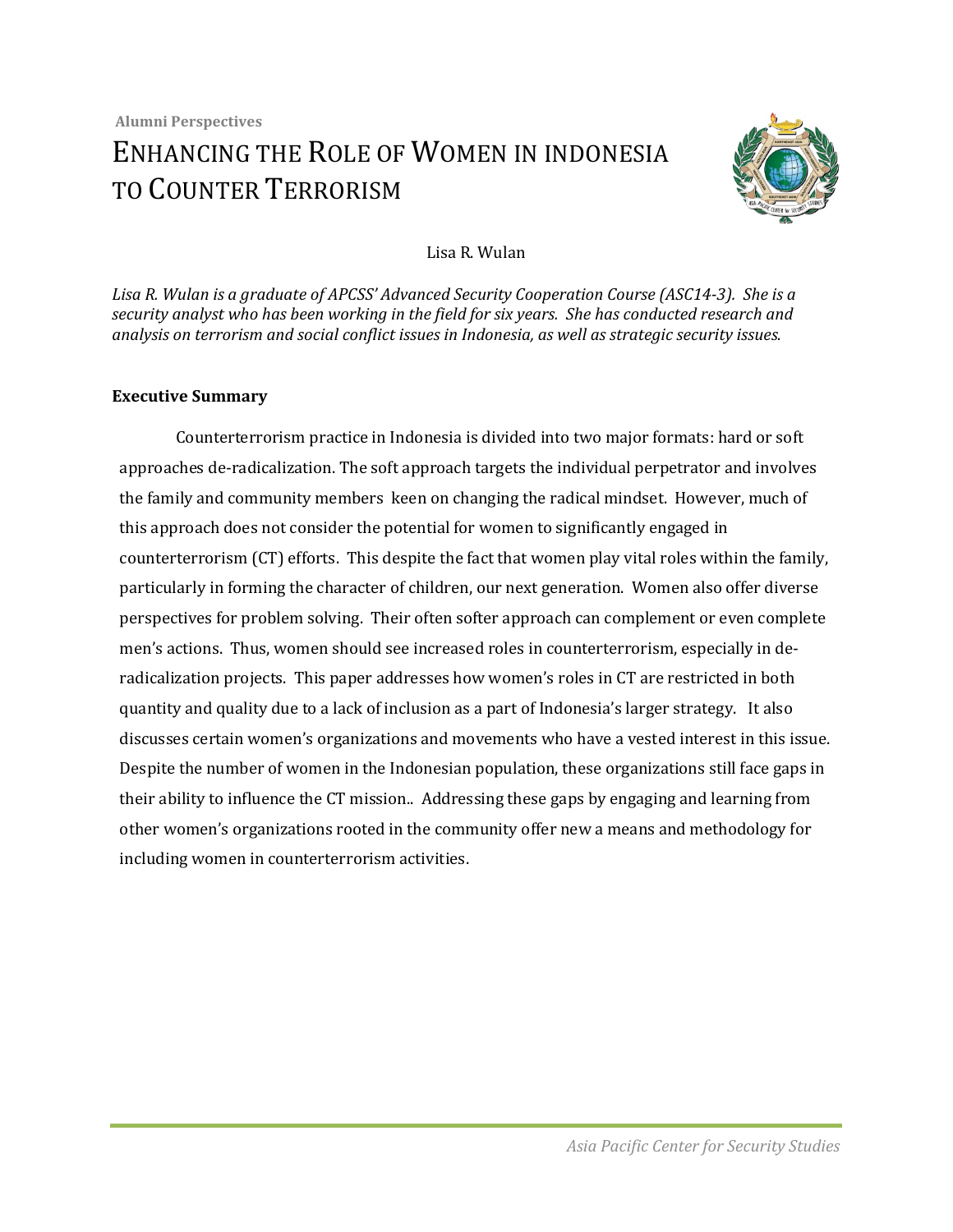**Alumni Perspectives**

# ENHANCING THE ROLE OF WOMEN IN INDONESIA TO COUNTER TERRORISM

Lisa R. Wulan

*Lisa R. Wulan is a graduate of APCSS' Advanced Security Cooperation Course (ASC14-3). She is a security analyst who has been working in the field for six years. She has conducted research and analysis on terrorism and social conflict issues in Indonesia, as well as strategic security issues.*

## Executive Summary

Counterterrorism practice in Indonesia is divided into two major formats: hard or soft approaches de-radicalization. The soft approach targets the individual perpetrator and involves the family and community members keen on changing the radical mindset. However, much of this approach does not consider the potential for women to significantly engaged in counterterrorism (CT) efforts. This despite the fact that women play vital roles within the family, particularly in forming the character of children, our next generation. Women also offer diverse perspectives for problem solving. Their often softer approach can complement or even complete men's actions. Thus, women should see increased roles in counterterrorism, especially in de-radicalization projects. This paper addresses how women's roles in CT are restricted in both quantity and quality due to a lack of inclusion as a part of Indonesia's larger strategy. It also discusses certain women's organizations and movements who have a vested interest in this issue. Despite the number of women in the Indonesian population, these organizations still face gaps in their ability to influence the CT mission.. Addressing these gaps by engaging and learning from other women's organizations rooted in the community offer new a means and methodology for including women in counterterrorism activities.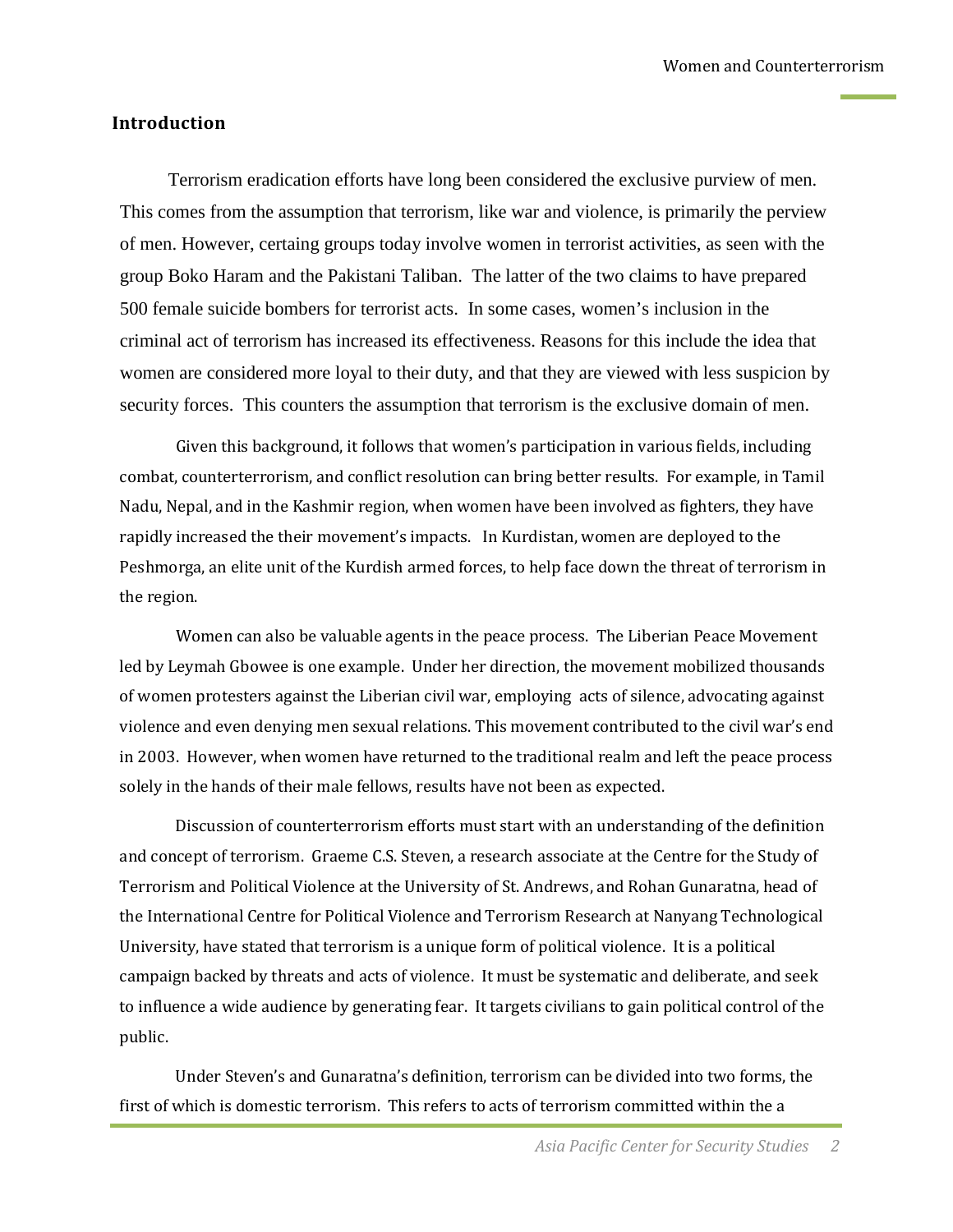## Introduction

Terrorism eradication efforts have long been considered the exclusive purview of men. This comes from the assumption that terrorism, like war and violence, is primarily the perview of men. However, certaing groups today involve women in terrorist activities, as seen with the group Boko Haram and the Pakistani Taliban. The latter of the two claims to have prepared 500 female suicide bombers for terrorist acts. In some cases, women's inclusion in the criminal act of terrorism has increased its effectiveness. Reasons for this include the idea that women are considered more loyal to their duty, and that they are viewed with less suspicion by security forces. This counters the assumption that terrorism is the exclusive domain of men.

Given this background, it follows that women's participation in various fields, including combat, counterterrorism, and conflict resolution can bring better results. For example, in Tamil Nadu, Nepal, and in the Kashmir region, when women have been involved as fighters, they have rapidly increased the their movement's impacts. In Kurdistan, women are deployed to the Peshmorga, an elite unit of the Kurdish armed forces, to help face down the threat of terrorism in the region.

Women can also be valuable agents in the peace process. The Liberian Peace Movement led by Leymah Gbowee is one example. Under her direction, the movement mobilized thousands of women protesters against the Liberian civil war, employing acts of silence, advocating against violence and even denying men sexual relations. This movement contributed to the civil war's end in 2003. However, when women have returned to the traditional realm and left the peace process solely in the hands of their male fellows, results have not been as expected.

Discussion of counterterrorism efforts must start with an understanding of the definition and concept of terrorism. Graeme C.S. Steven, a research associate at the Centre for the Study of Terrorism and Political Violence at the University of St. Andrews, and Rohan Gunaratna, head of the International Centre for Political Violence and Terrorism Research at Nanyang Technological University, have stated that terrorism is a unique form of political violence. It is a political campaign backed by threats and acts of violence. It must be systematic and deliberate, and seek to influence a wide audience by generating fear. It targets civilians to gain political control of the public.

Under Steven's and Gunaratna's definition, terrorism can be divided into two forms, the first of which is domestic terrorism. This refers to acts of terrorism committed within the a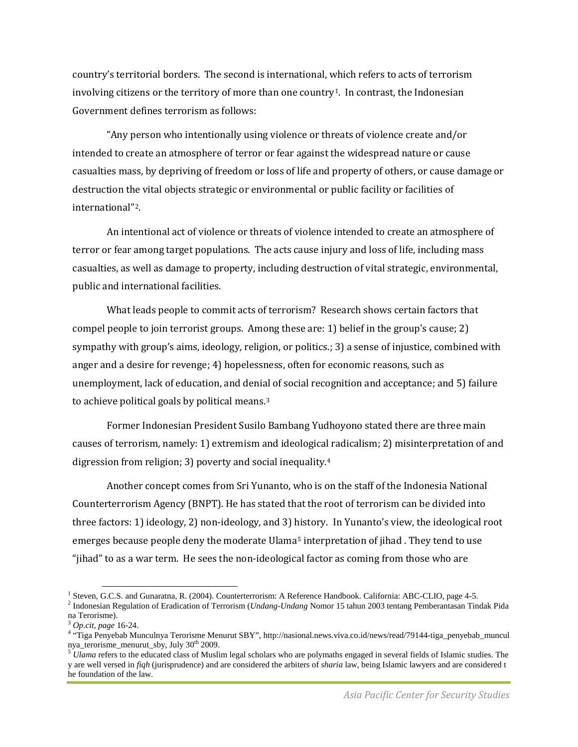country's territorial borders. The second is international, which refers to acts of terrorism involving citizens or the territory of more than one country[1]. In contrast, the Indonesian Government defines terrorism as follows:

"Any person who intentionally using violence or threats of violence create and/or intended to create an atmosphere of terror or fear against the widespread nature or cause casualties mass, by depriving of freedom or loss of life and property of others, or cause damage or destruction the vital objects strategic or environmental or public facility or facilities of international"[2].

An intentional act of violence or threats of violence intended to create an atmosphere of terror or fear among target populations. The acts cause injury and loss of life, including mass casualties, as well as damage to property, including destruction of vital strategic, environmental, public and international facilities.

What leads people to commit acts of terrorism? Research shows certain factors that compel people to join terrorist groups. Among these are: 1) belief in the group's cause; 2) sympathy with group's aims, ideology, religion, or politics.; 3) a sense of injustice, combined with anger and a desire for revenge; 4) hopelessness, often for economic reasons, such as unemployment, lack of education, and denial of social recognition and acceptance; and 5) failure to achieve political goals by political means.[3]

Former Indonesian President Susilo Bambang Yudhoyono stated there are three main causes of terrorism, namely: 1) extremism and ideological radicalism; 2) misinterpretation of and digression from religion; 3) poverty and social inequality.[4]

Another concept comes from Sri Yunanto, who is on the staff of the Indonesia National Counterterrorism Agency (BNPT). He has stated that the root of terrorism can be divided into three factors: 1) ideology, 2) non-ideology, and 3) history. In Yunanto's view, the ideological root emerges because people deny the moderate Ulama[5] interpretation of jihad . They tend to use "jihad" to as a war term. He sees the non-ideological factor as coming from those who are

---

[1] Steven, G.C.S. and Gunaratna, R. (2004). Counterterrorism: A Reference Handbook. California: ABC-CLIO, page 4-5.

[2] Indonesian Regulation of Eradication of Terrorism (*Undang-Undang* Nomor 15 tahun 2003 tentang Pemberantasan Tindak Pidana Terorisme).

[3] *Op.cit, page* 16-24.

[4] "Tiga Penyebab Munculnya Terorisme Menurut SBY", http://nasional.news.viva.co.id/news/read/79144-tiga_penyebab_munculnya_terorisme_menurut_sby, July 30th 2009.

[5] *Ulama* refers to the educated class of Muslim legal scholars who are polymaths engaged in several fields of Islamic studies. They are well versed in *fiqh* (jurisprudence) and are considered the arbiters of *sharia* law, being Islamic lawyers and are considered the foundation of the law.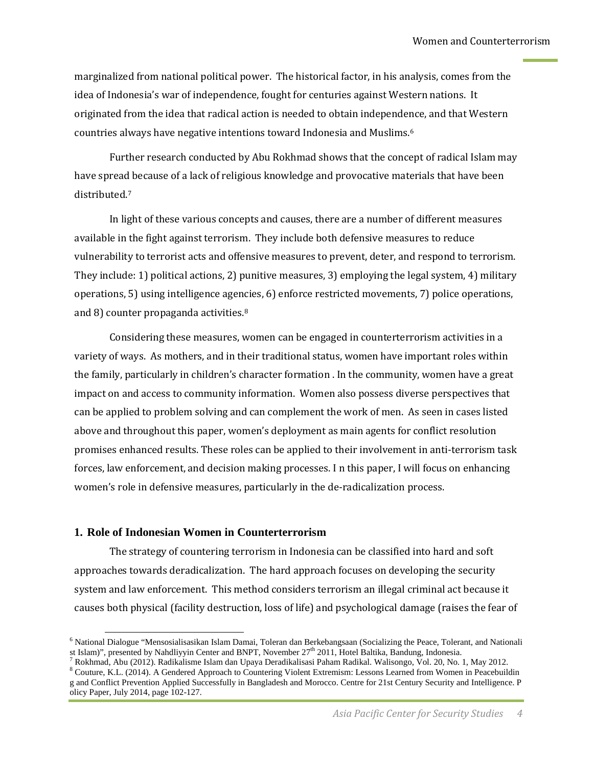marginalized from national political power. The historical factor, in his analysis, comes from the idea of Indonesia's war of independence, fought for centuries against Western nations. It originated from the idea that radical action is needed to obtain independence, and that Western countries always have negative intentions toward Indonesia and Muslims.[6]

Further research conducted by Abu Rokhmad shows that the concept of radical Islam may have spread because of a lack of religious knowledge and provocative materials that have been distributed.[7]

In light of these various concepts and causes, there are a number of different measures available in the fight against terrorism. They include both defensive measures to reduce vulnerability to terrorist acts and offensive measures to prevent, deter, and respond to terrorism. They include: 1) political actions, 2) punitive measures, 3) employing the legal system, 4) military operations, 5) using intelligence agencies, 6) enforce restricted movements, 7) police operations, and 8) counter propaganda activities.[8]

Considering these measures, women can be engaged in counterterrorism activities in a variety of ways. As mothers, and in their traditional status, women have important roles within the family, particularly in children's character formation . In the community, women have a great impact on and access to community information. Women also possess diverse perspectives that can be applied to problem solving and can complement the work of men. As seen in cases listed above and throughout this paper, women's deployment as main agents for conflict resolution promises enhanced results. These roles can be applied to their involvement in anti-terrorism task forces, law enforcement, and decision making processes. I n this paper, I will focus on enhancing women's role in defensive measures, particularly in the de-radicalization process.

## 1. Role of Indonesian Women in Counterterrorism

The strategy of countering terrorism in Indonesia can be classified into hard and soft approaches towards deradicalization. The hard approach focuses on developing the security system and law enforcement. This method considers terrorism an illegal criminal act because it causes both physical (facility destruction, loss of life) and psychological damage (raises the fear of

---

[6] National Dialogue "Mensosialisasikan Islam Damai, Toleran dan Berkebangsaan (Socializing the Peace, Tolerant, and Nationalist Islam)", presented by Nahdliyyin Center and BNPT, November 27th 2011, Hotel Baltika, Bandung, Indonesia.

[7] Rokhmad, Abu (2012). Radikalisme Islam dan Upaya Deradikalisasi Paham Radikal. Walisongo, Vol. 20, No. 1, May 2012.

[8] Couture, K.L. (2014). A Gendered Approach to Countering Violent Extremism: Lessons Learned from Women in Peacebuilding and Conflict Prevention Applied Successfully in Bangladesh and Morocco. Centre for 21st Century Security and Intelligence. Policy Paper, July 2014, page 102-127.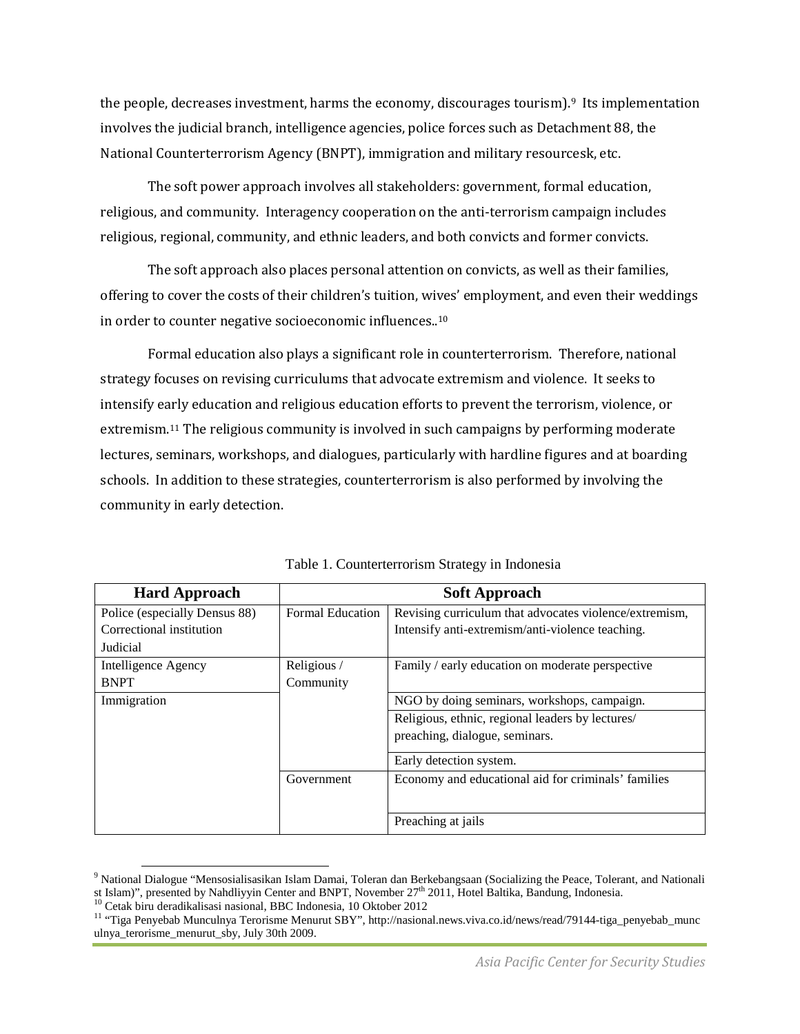the people, decreases investment, harms the economy, discourages tourism).[9] Its implementation involves the judicial branch, intelligence agencies, police forces such as Detachment 88, the National Counterterrorism Agency (BNPT), immigration and military resourcesk, etc.

The soft power approach involves all stakeholders: government, formal education, religious, and community. Interagency cooperation on the anti-terrorism campaign includes religious, regional, community, and ethnic leaders, and both convicts and former convicts.

The soft approach also places personal attention on convicts, as well as their families, offering to cover the costs of their children's tuition, wives' employment, and even their weddings in order to counter negative socioeconomic influences..[10]

Formal education also plays a significant role in counterterrorism. Therefore, national strategy focuses on revising curriculums that advocate extremism and violence. It seeks to intensify early education and religious education efforts to prevent the terrorism, violence, or extremism.[11] The religious community is involved in such campaigns by performing moderate lectures, seminars, workshops, and dialogues, particularly with hardline figures and at boarding schools. In addition to these strategies, counterterrorism is also performed by involving the community in early detection.

Table 1. Counterterrorism Strategy in Indonesia

| Hard Approach | Soft Approach | |
|---|---|---|
| Police (especially Densus 88)<br>Correctional institution<br>Judicial | Formal Education | Revising curriculum that advocates violence/extremism,<br>Intensify anti-extremism/anti-violence teaching. |
| Intelligence Agency<br>BNPT | Religious / Community | Family / early education on moderate perspective |
| Immigration | | NGO by doing seminars, workshops, campaign. |
| | | Religious, ethnic, regional leaders by lectures/ preaching, dialogue, seminars. |
| | | Early detection system. |
| | Government | Economy and educational aid for criminals' families |
| | | Preaching at jails |

[9] National Dialogue "Mensosialisasikan Islam Damai, Toleran dan Berkebangsaan (Socializing the Peace, Tolerant, and Nationalist Islam)", presented by Nahdliyyin Center and BNPT, November 27th 2011, Hotel Baltika, Bandung, Indonesia.

[10] Cetak biru deradikalisasi nasional, BBC Indonesia, 10 Oktober 2012

[11] "Tiga Penyebab Munculnya Terorisme Menurut SBY", http://nasional.news.viva.co.id/news/read/79144-tiga_penyebab_munculnya_terorisme_menurut_sby, July 30th 2009.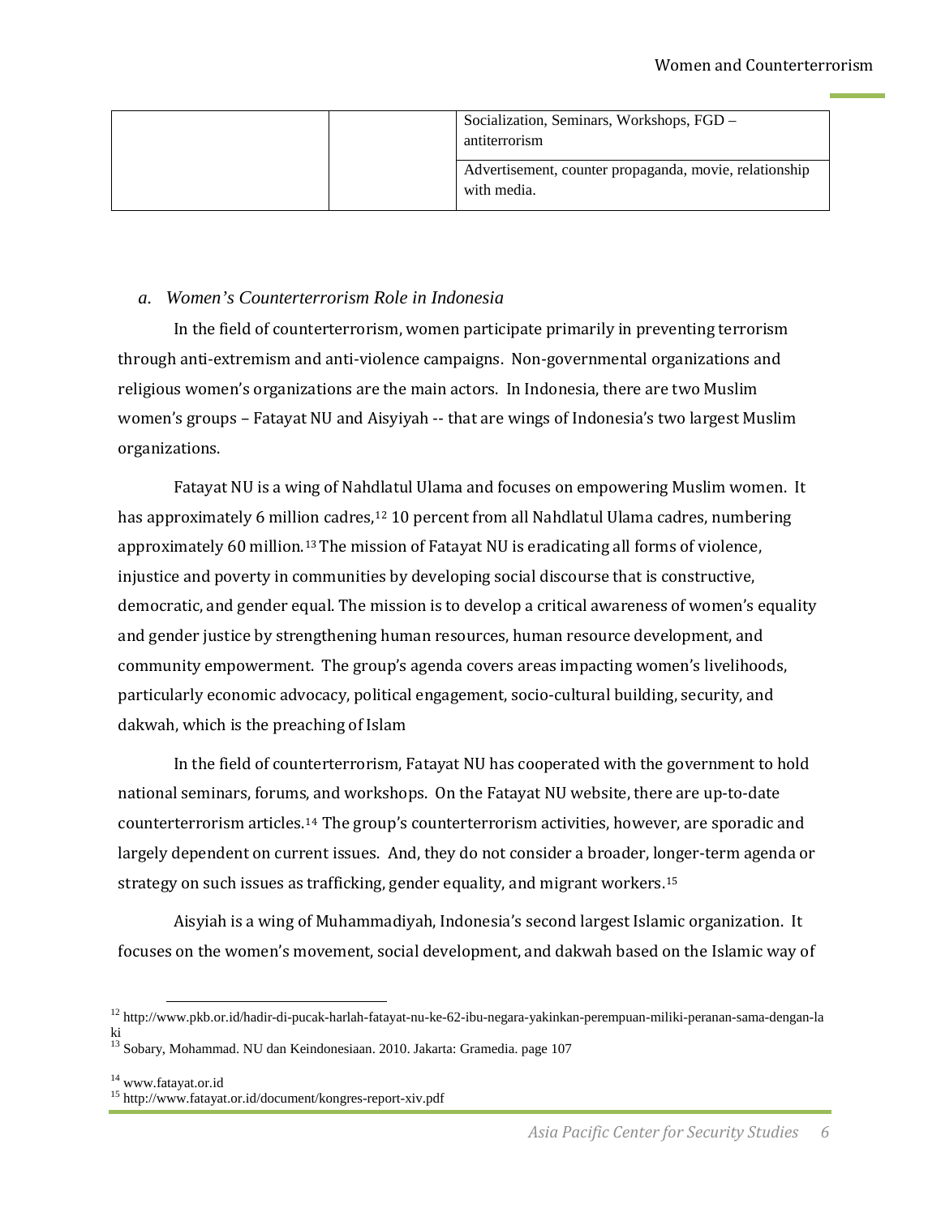| | | |
|---|---|---|
| | | Socialization, Seminars, Workshops, FGD – antiterrorism |
| | | Advertisement, counter propaganda, movie, relationship with media. |

### *a. Women's Counterterrorism Role in Indonesia*

In the field of counterterrorism, women participate primarily in preventing terrorism through anti-extremism and anti-violence campaigns. Non-governmental organizations and religious women's organizations are the main actors. In Indonesia, there are two Muslim women's groups – Fatayat NU and Aisyiyah -- that are wings of Indonesia's two largest Muslim organizations.

Fatayat NU is a wing of Nahdlatul Ulama and focuses on empowering Muslim women. It has approximately 6 million cadres,[12] 10 percent from all Nahdlatul Ulama cadres, numbering approximately 60 million.[13] The mission of Fatayat NU is eradicating all forms of violence, injustice and poverty in communities by developing social discourse that is constructive, democratic, and gender equal. The mission is to develop a critical awareness of women's equality and gender justice by strengthening human resources, human resource development, and community empowerment. The group's agenda covers areas impacting women's livelihoods, particularly economic advocacy, political engagement, socio-cultural building, security, and dakwah, which is the preaching of Islam

In the field of counterterrorism, Fatayat NU has cooperated with the government to hold national seminars, forums, and workshops. On the Fatayat NU website, there are up-to-date counterterrorism articles.[14] The group's counterterrorism activities, however, are sporadic and largely dependent on current issues. And, they do not consider a broader, longer-term agenda or strategy on such issues as trafficking, gender equality, and migrant workers.[15]

Aisyiah is a wing of Muhammadiyah, Indonesia's second largest Islamic organization. It focuses on the women's movement, social development, and dakwah based on the Islamic way of

---

[12] http://www.pkb.or.id/hadir-di-pucak-harlah-fatayat-nu-ke-62-ibu-negara-yakinkan-perempuan-miliki-peranan-sama-dengan-laki

[13] Sobary, Mohammad. NU dan Keindonesiaan. 2010. Jakarta: Gramedia. page 107

[14] www.fatayat.or.id

[15] http://www.fatayat.or.id/document/kongres-report-xiv.pdf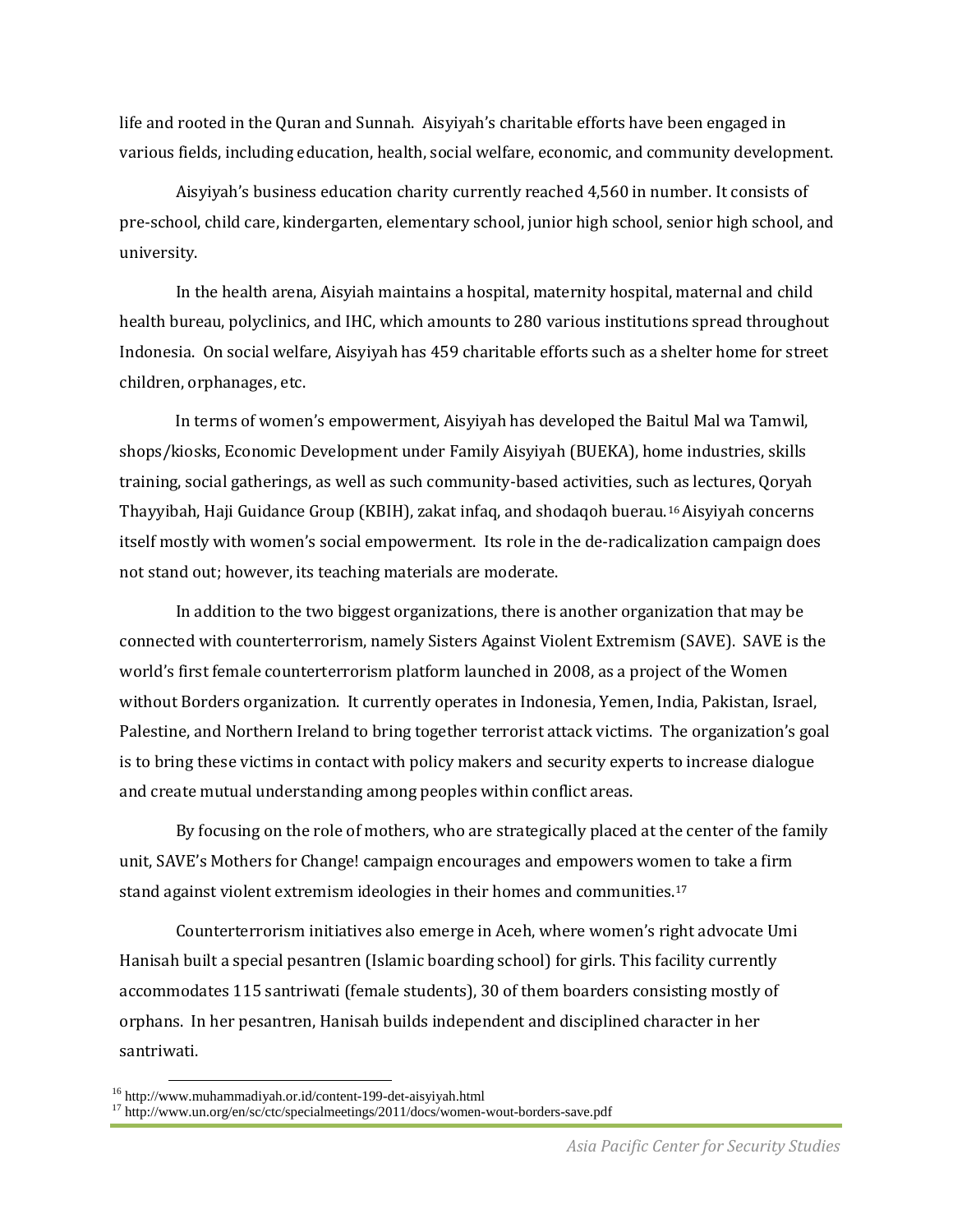life and rooted in the Quran and Sunnah. Aisyiyah's charitable efforts have been engaged in various fields, including education, health, social welfare, economic, and community development.

Aisyiyah's business education charity currently reached 4,560 in number. It consists of pre-school, child care, kindergarten, elementary school, junior high school, senior high school, and university.

In the health arena, Aisyiah maintains a hospital, maternity hospital, maternal and child health bureau, polyclinics, and IHC, which amounts to 280 various institutions spread throughout Indonesia. On social welfare, Aisyiyah has 459 charitable efforts such as a shelter home for street children, orphanages, etc.

In terms of women's empowerment, Aisyiyah has developed the Baitul Mal wa Tamwil, shops/kiosks, Economic Development under Family Aisyiyah (BUEKA), home industries, skills training, social gatherings, as well as such community-based activities, such as lectures, Qoryah Thayyibah, Haji Guidance Group (KBIH), zakat infaq, and shodaqoh buerau.[16] Aisyiyah concerns itself mostly with women's social empowerment. Its role in the de-radicalization campaign does not stand out; however, its teaching materials are moderate.

In addition to the two biggest organizations, there is another organization that may be connected with counterterrorism, namely Sisters Against Violent Extremism (SAVE). SAVE is the world's first female counterterrorism platform launched in 2008, as a project of the Women without Borders organization. It currently operates in Indonesia, Yemen, India, Pakistan, Israel, Palestine, and Northern Ireland to bring together terrorist attack victims. The organization's goal is to bring these victims in contact with policy makers and security experts to increase dialogue and create mutual understanding among peoples within conflict areas.

By focusing on the role of mothers, who are strategically placed at the center of the family unit, SAVE's Mothers for Change! campaign encourages and empowers women to take a firm stand against violent extremism ideologies in their homes and communities.[17]

Counterterrorism initiatives also emerge in Aceh, where women's right advocate Umi Hanisah built a special pesantren (Islamic boarding school) for girls. This facility currently accommodates 115 santriwati (female students), 30 of them boarders consisting mostly of orphans. In her pesantren, Hanisah builds independent and disciplined character in her santriwati.

[16] http://www.muhammadiyah.or.id/content-199-det-aisyiyah.html

[17] http://www.un.org/en/sc/ctc/specialmeetings/2011/docs/women-wout-borders-save.pdf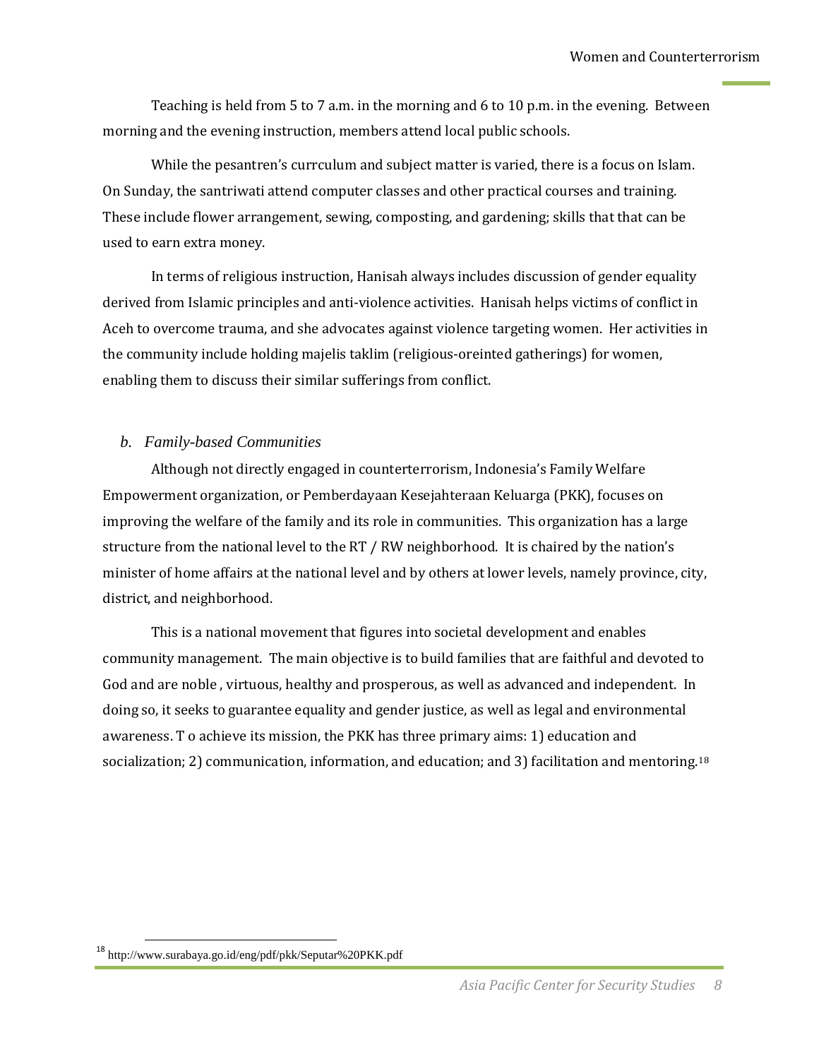Teaching is held from 5 to 7 a.m. in the morning and 6 to 10 p.m. in the evening. Between morning and the evening instruction, members attend local public schools.

While the pesantren's currculum and subject matter is varied, there is a focus on Islam. On Sunday, the santriwati attend computer classes and other practical courses and training. These include flower arrangement, sewing, composting, and gardening; skills that that can be used to earn extra money.

In terms of religious instruction, Hanisah always includes discussion of gender equality derived from Islamic principles and anti-violence activities. Hanisah helps victims of conflict in Aceh to overcome trauma, and she advocates against violence targeting women. Her activities in the community include holding majelis taklim (religious-oreinted gatherings) for women, enabling them to discuss their similar sufferings from conflict.

### *b. Family-based Communities*

Although not directly engaged in counterterrorism, Indonesia's Family Welfare Empowerment organization, or Pemberdayaan Kesejahteraan Keluarga (PKK), focuses on improving the welfare of the family and its role in communities. This organization has a large structure from the national level to the RT / RW neighborhood. It is chaired by the nation's minister of home affairs at the national level and by others at lower levels, namely province, city, district, and neighborhood.

This is a national movement that figures into societal development and enables community management. The main objective is to build families that are faithful and devoted to God and are noble , virtuous, healthy and prosperous, as well as advanced and independent. In doing so, it seeks to guarantee equality and gender justice, as well as legal and environmental awareness. T o achieve its mission, the PKK has three primary aims: 1) education and socialization; 2) communication, information, and education; and 3) facilitation and mentoring.[18]

[18] http://www.surabaya.go.id/eng/pdf/pkk/Seputar%20PKK.pdf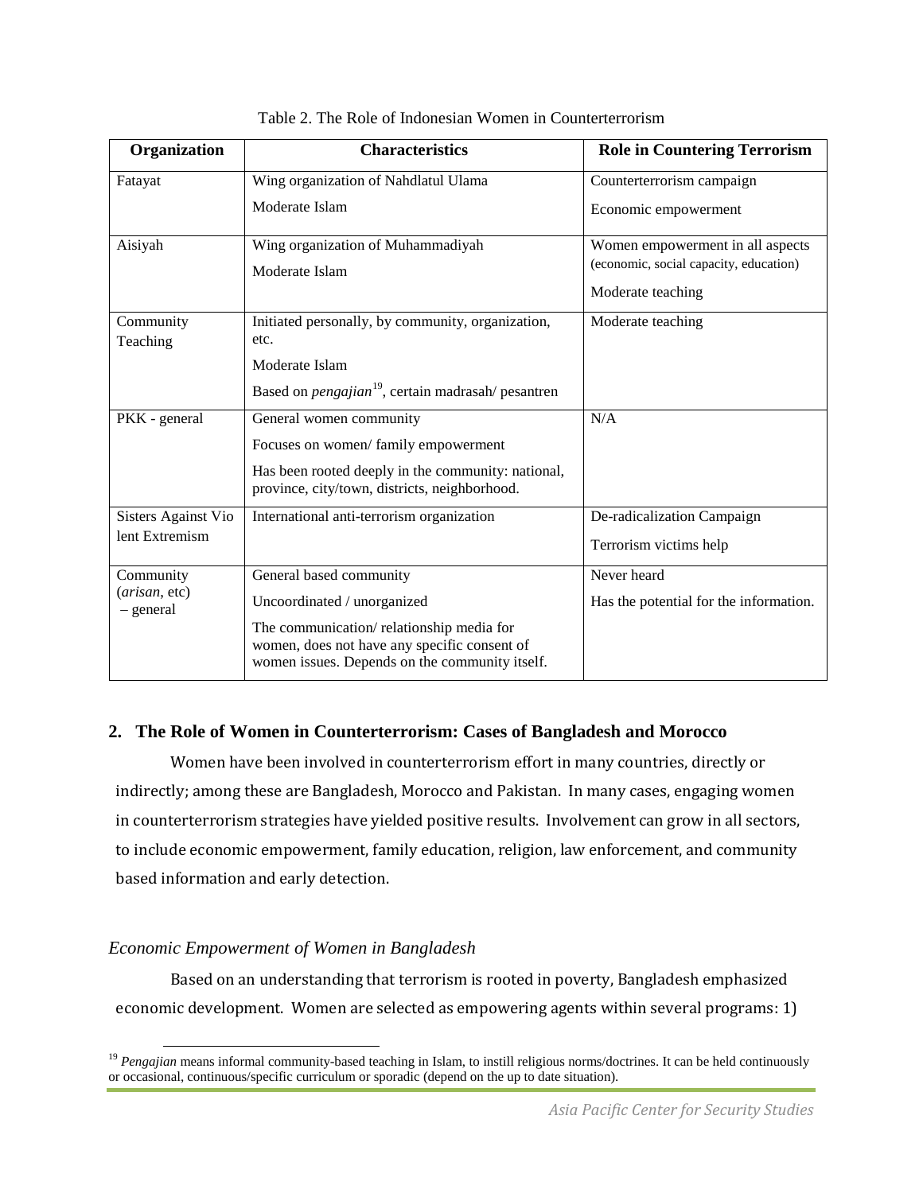Table 2. The Role of Indonesian Women in Counterterrorism

| Organization | Characteristics | Role in Countering Terrorism |
| --- | --- | --- |
| Fatayat | Wing organization of Nahdlatul Ulama<br>Moderate Islam | Counterterrorism campaign<br>Economic empowerment |
| Aisiyah | Wing organization of Muhammadiyah<br>Moderate Islam | Women empowerment in all aspects (economic, social capacity, education)<br>Moderate teaching |
| Community Teaching | Initiated personally, by community, organization, etc.<br>Moderate Islam<br>Based on *pengajian*[19], certain madrasah/ pesantren | Moderate teaching |
| PKK - general | General women community<br>Focuses on women/ family empowerment<br>Has been rooted deeply in the community: national, province, city/town, districts, neighborhood. | N/A |
| Sisters Against Vio lent Extremism | International anti-terrorism organization | De-radicalization Campaign<br>Terrorism victims help |
| Community (*arisan*, etc) – general | General based community<br>Uncoordinated / unorganized<br>The communication/ relationship media for women, does not have any specific consent of women issues. Depends on the community itself. | Never heard<br>Has the potential for the information. |

## 2. The Role of Women in Counterterrorism: Cases of Bangladesh and Morocco

Women have been involved in counterterrorism effort in many countries, directly or indirectly; among these are Bangladesh, Morocco and Pakistan. In many cases, engaging women in counterterrorism strategies have yielded positive results. Involvement can grow in all sectors, to include economic empowerment, family education, religion, law enforcement, and community based information and early detection.

### *Economic Empowerment of Women in Bangladesh*

Based on an understanding that terrorism is rooted in poverty, Bangladesh emphasized economic development. Women are selected as empowering agents within several programs: 1)

[19] *Pengajian* means informal community-based teaching in Islam, to instill religious norms/doctrines. It can be held continuously or occasional, continuous/specific curriculum or sporadic (depend on the up to date situation).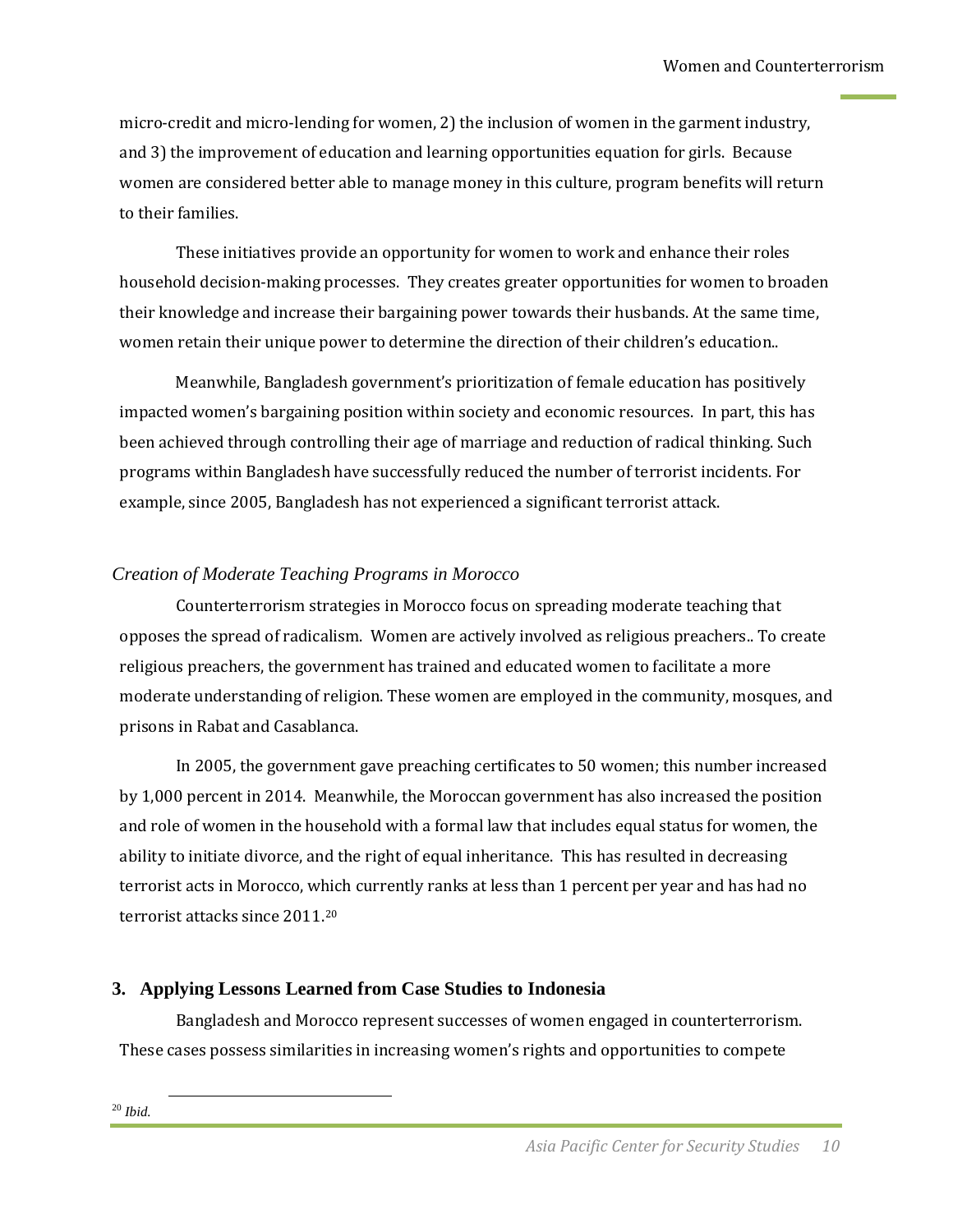micro-credit and micro-lending for women, 2) the inclusion of women in the garment industry, and 3) the improvement of education and learning opportunities equation for girls. Because women are considered better able to manage money in this culture, program benefits will return to their families.

These initiatives provide an opportunity for women to work and enhance their roles household decision-making processes. They creates greater opportunities for women to broaden their knowledge and increase their bargaining power towards their husbands. At the same time, women retain their unique power to determine the direction of their children's education..

Meanwhile, Bangladesh government's prioritization of female education has positively impacted women's bargaining position within society and economic resources. In part, this has been achieved through controlling their age of marriage and reduction of radical thinking. Such programs within Bangladesh have successfully reduced the number of terrorist incidents. For example, since 2005, Bangladesh has not experienced a significant terrorist attack.

### *Creation of Moderate Teaching Programs in Morocco*

Counterterrorism strategies in Morocco focus on spreading moderate teaching that opposes the spread of radicalism. Women are actively involved as religious preachers.. To create religious preachers, the government has trained and educated women to facilitate a more moderate understanding of religion. These women are employed in the community, mosques, and prisons in Rabat and Casablanca.

In 2005, the government gave preaching certificates to 50 women; this number increased by 1,000 percent in 2014. Meanwhile, the Moroccan government has also increased the position and role of women in the household with a formal law that includes equal status for women, the ability to initiate divorce, and the right of equal inheritance. This has resulted in decreasing terrorist acts in Morocco, which currently ranks at less than 1 percent per year and has had no terrorist attacks since 2011.[20]

## 3. Applying Lessons Learned from Case Studies to Indonesia

Bangladesh and Morocco represent successes of women engaged in counterterrorism. These cases possess similarities in increasing women's rights and opportunities to compete

[20] *Ibid.*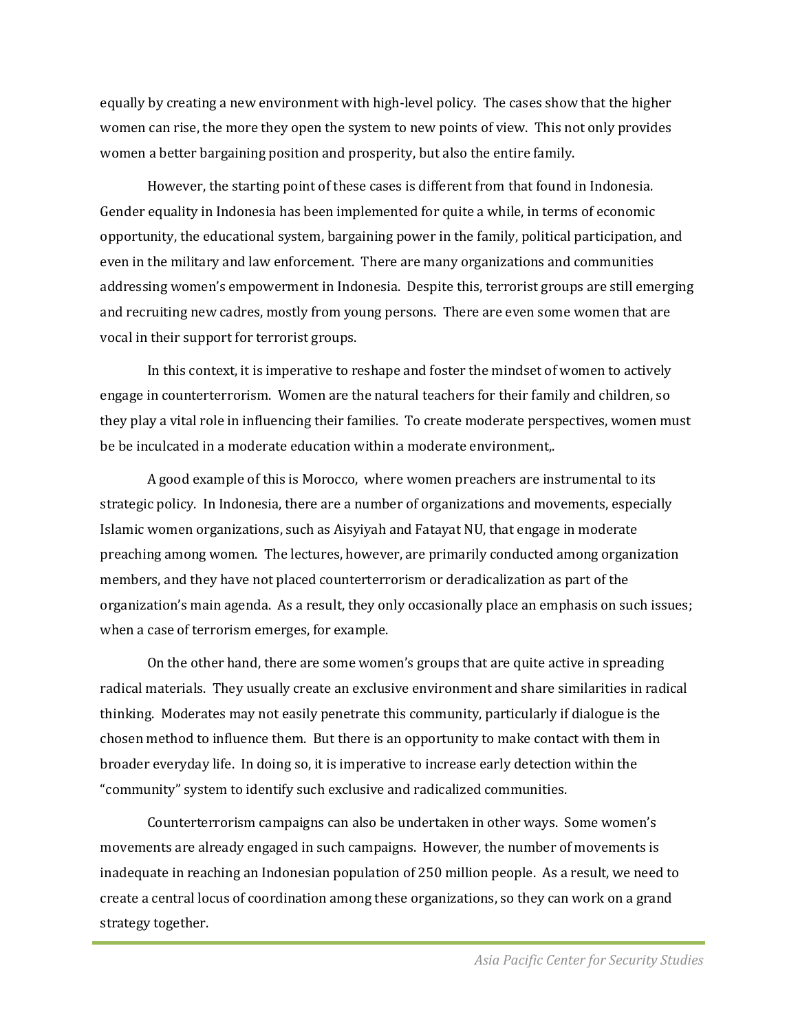equally by creating a new environment with high-level policy. The cases show that the higher women can rise, the more they open the system to new points of view. This not only provides women a better bargaining position and prosperity, but also the entire family.

However, the starting point of these cases is different from that found in Indonesia. Gender equality in Indonesia has been implemented for quite a while, in terms of economic opportunity, the educational system, bargaining power in the family, political participation, and even in the military and law enforcement. There are many organizations and communities addressing women's empowerment in Indonesia. Despite this, terrorist groups are still emerging and recruiting new cadres, mostly from young persons. There are even some women that are vocal in their support for terrorist groups.

In this context, it is imperative to reshape and foster the mindset of women to actively engage in counterterrorism. Women are the natural teachers for their family and children, so they play a vital role in influencing their families. To create moderate perspectives, women must be be inculcated in a moderate education within a moderate environment,.

A good example of this is Morocco, where women preachers are instrumental to its strategic policy. In Indonesia, there are a number of organizations and movements, especially Islamic women organizations, such as Aisyiyah and Fatayat NU, that engage in moderate preaching among women. The lectures, however, are primarily conducted among organization members, and they have not placed counterterrorism or deradicalization as part of the organization's main agenda. As a result, they only occasionally place an emphasis on such issues; when a case of terrorism emerges, for example.

On the other hand, there are some women's groups that are quite active in spreading radical materials. They usually create an exclusive environment and share similarities in radical thinking. Moderates may not easily penetrate this community, particularly if dialogue is the chosen method to influence them. But there is an opportunity to make contact with them in broader everyday life. In doing so, it is imperative to increase early detection within the "community" system to identify such exclusive and radicalized communities.

Counterterrorism campaigns can also be undertaken in other ways. Some women's movements are already engaged in such campaigns. However, the number of movements is inadequate in reaching an Indonesian population of 250 million people. As a result, we need to create a central locus of coordination among these organizations, so they can work on a grand strategy together.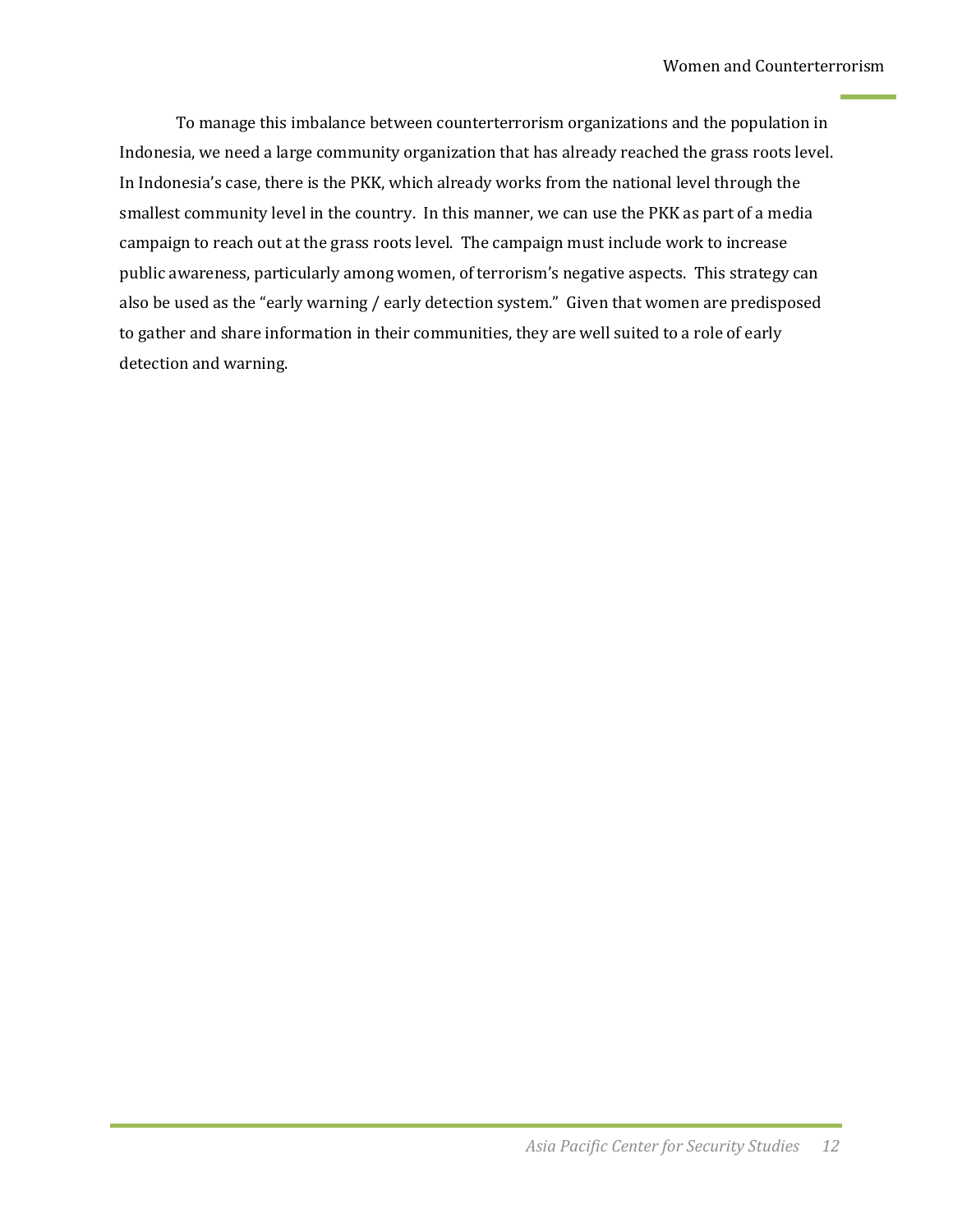To manage this imbalance between counterterrorism organizations and the population in Indonesia, we need a large community organization that has already reached the grass roots level. In Indonesia's case, there is the PKK, which already works from the national level through the smallest community level in the country. In this manner, we can use the PKK as part of a media campaign to reach out at the grass roots level. The campaign must include work to increase public awareness, particularly among women, of terrorism's negative aspects. This strategy can also be used as the "early warning / early detection system." Given that women are predisposed to gather and share information in their communities, they are well suited to a role of early detection and warning.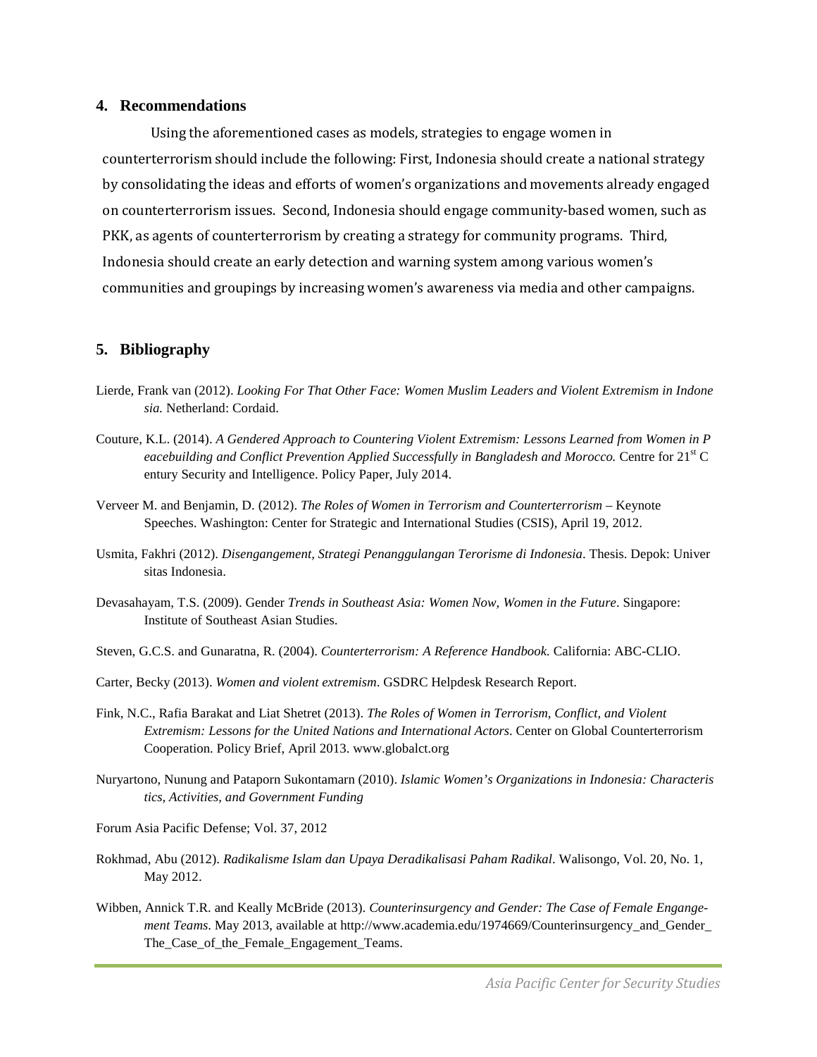## 4. Recommendations

Using the aforementioned cases as models, strategies to engage women in counterterrorism should include the following: First, Indonesia should create a national strategy by consolidating the ideas and efforts of women's organizations and movements already engaged on counterterrorism issues. Second, Indonesia should engage community-based women, such as PKK, as agents of counterterrorism by creating a strategy for community programs. Third, Indonesia should create an early detection and warning system among various women's communities and groupings by increasing women's awareness via media and other campaigns.

## 5. Bibliography

Lierde, Frank van (2012). *Looking For That Other Face: Women Muslim Leaders and Violent Extremism in Indonesia.* Netherland: Cordaid.

Couture, K.L. (2014). *A Gendered Approach to Countering Violent Extremism: Lessons Learned from Women in Peacebuilding and Conflict Prevention Applied Successfully in Bangladesh and Morocco.* Centre for 21st Century Security and Intelligence. Policy Paper, July 2014.

Verveer M. and Benjamin, D. (2012). *The Roles of Women in Terrorism and Counterterrorism* – Keynote Speeches. Washington: Center for Strategic and International Studies (CSIS), April 19, 2012.

Usmita, Fakhri (2012). *Disengangement, Strategi Penanggulangan Terorisme di Indonesia*. Thesis. Depok: Universitas Indonesia.

Devasahayam, T.S. (2009). Gender *Trends in Southeast Asia: Women Now, Women in the Future*. Singapore: Institute of Southeast Asian Studies.

Steven, G.C.S. and Gunaratna, R. (2004). *Counterterrorism: A Reference Handbook.* California: ABC-CLIO.

Carter, Becky (2013). *Women and violent extremism*. GSDRC Helpdesk Research Report.

Fink, N.C., Rafia Barakat and Liat Shetret (2013). *The Roles of Women in Terrorism, Conflict, and Violent Extremism: Lessons for the United Nations and International Actors*. Center on Global Counterterrorism Cooperation. Policy Brief, April 2013. www.globalct.org

Nuryartono, Nunung and Pataporn Sukontamarn (2010). *Islamic Women's Organizations in Indonesia: Characteristics, Activities, and Government Funding*

Forum Asia Pacific Defense; Vol. 37, 2012

Rokhmad, Abu (2012). *Radikalisme Islam dan Upaya Deradikalisasi Paham Radikal*. Walisongo, Vol. 20, No. 1, May 2012.

Wibben, Annick T.R. and Keally McBride (2013). *Counterinsurgency and Gender: The Case of Female Engangement Teams*. May 2013, available at http://www.academia.edu/1974669/Counterinsurgency_and_Gender_The_Case_of_the_Female_Engagement_Teams.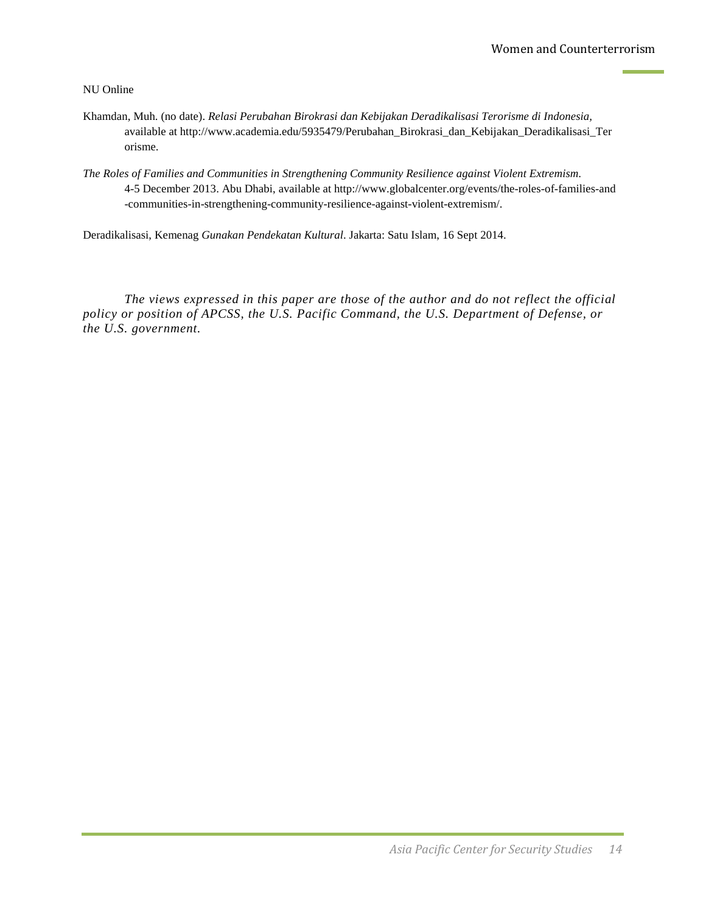NU Online

Khamdan, Muh. (no date). *Relasi Perubahan Birokrasi dan Kebijakan Deradikalisasi Terorisme di Indonesia,* available at http://www.academia.edu/5935479/Perubahan_Birokrasi_dan_Kebijakan_Deradikalisasi_Terorisme.

*The Roles of Families and Communities in Strengthening Community Resilience against Violent Extremism.* 4-5 December 2013. Abu Dhabi, available at http://www.globalcenter.org/events/the-roles-of-families-and-communities-in-strengthening-community-resilience-against-violent-extremism/.

Deradikalisasi, Kemenag *Gunakan Pendekatan Kultural*. Jakarta: Satu Islam, 16 Sept 2014.

*The views expressed in this paper are those of the author and do not reflect the official policy or position of APCSS, the U.S. Pacific Command, the U.S. Department of Defense, or the U.S. government.*